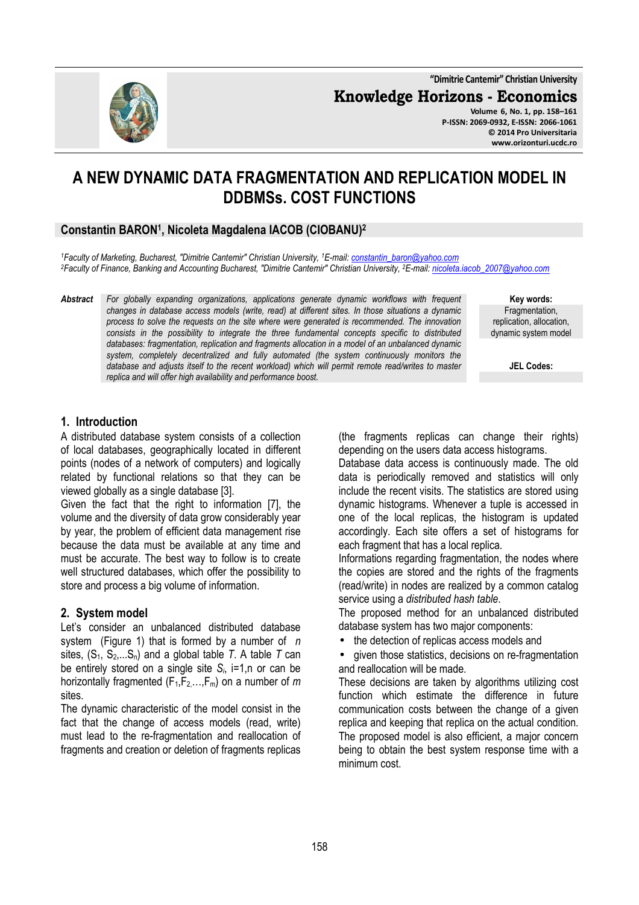# A NEW DYNAMIC DATA FRAGMENTATION AND REPLICATION MODEL IN DDBMSs. COST FUNCTIONS

**Constantin BARON[1], Nicoleta Magdalena IACOB (CIOBANU)[2]**

*[1]Faculty of Marketing, Bucharest, "Dimitrie Cantemir" Christian University, [1]E-mail: constantin_baron@yahoo.com*
*[2]Faculty of Finance, Banking and Accounting Bucharest, "Dimitrie Cantemir" Christian University, [2]E-mail: nicoleta.iacob_2007@yahoo.com*

**Abstract** *For globally expanding organizations, applications generate dynamic workflows with frequent changes in database access models (write, read) at different sites. In those situations a dynamic process to solve the requests on the site where were generated is recommended. The innovation consists in the possibility to integrate the three fundamental concepts specific to distributed databases: fragmentation, replication and fragments allocation in a model of an unbalanced dynamic system, completely decentralized and fully automated (the system continuously monitors the database and adjusts itself to the recent workload) which will permit remote read/writes to master replica and will offer high availability and performance boost.*

**Key words:** Fragmentation, replication, allocation, dynamic system model

**JEL Codes:**

## 1. Introduction

A distributed database system consists of a collection of local databases, geographically located in different points (nodes of a network of computers) and logically related by functional relations so that they can be viewed globally as a single database [3].

Given the fact that the right to information [7], the volume and the diversity of data grow considerably year by year, the problem of efficient data management rise because the data must be available at any time and must be accurate. The best way to follow is to create well structured databases, which offer the possibility to store and process a big volume of information.

## 2. System model

Let's consider an unbalanced distributed database system (Figure 1) that is formed by a number of $n$ sites, ($S_1$, $S_2$,...$S_n$) and a global table $T$. A table $T$ can be entirely stored on a single site $S_i$, i=1,n or can be horizontally fragmented ($F_1$,$F_2$,…,$F_m$) on a number of $m$ sites.

The dynamic characteristic of the model consist in the fact that the change of access models (read, write) must lead to the re-fragmentation and reallocation of fragments and creation or deletion of fragments replicas (the fragments replicas can change their rights) depending on the users data access histograms.

Database data access is continuously made. The old data is periodically removed and statistics will only include the recent visits. The statistics are stored using dynamic histograms. Whenever a tuple is accessed in one of the local replicas, the histogram is updated accordingly. Each site offers a set of histograms for each fragment that has a local replica.

Informations regarding fragmentation, the nodes where the copies are stored and the rights of the fragments (read/write) in nodes are realized by a common catalog service using a *distributed hash table*.

The proposed method for an unbalanced distributed database system has two major components:

- the detection of replicas access models and
- given those statistics, decisions on re-fragmentation and reallocation will be made.

These decisions are taken by algorithms utilizing cost function which estimate the difference in future communication costs between the change of a given replica and keeping that replica on the actual condition.

The proposed model is also efficient, a major concern being to obtain the best system response time with a minimum cost.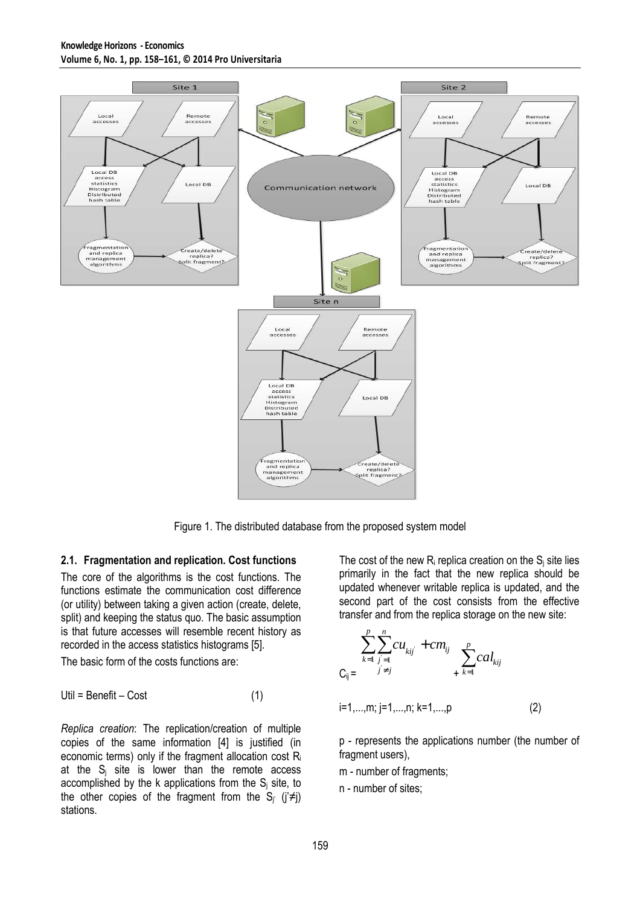Figure 1. The distributed database from the proposed system model

### 2.1. Fragmentation and replication. Cost functions

The core of the algorithms is the cost functions. The functions estimate the communication cost difference (or utility) between taking a given action (create, delete, split) and keeping the status quo. The basic assumption is that future accesses will resemble recent history as recorded in the access statistics histograms [5].

The basic form of the costs functions are:

$$\text{Util} = \text{Benefit} - \text{Cost} \qquad (1)$$

*Replica creation*: The replication/creation of multiple copies of the same information [4] is justified (in economic terms) only if the fragment allocation cost $R_i$ at the $S_j$ site is lower than the remote access accomplished by the k applications from the $S_j$ site, to the other copies of the fragment from the $S_{j'}$ ($j' \neq j$) stations.

The cost of the new $R_i$ replica creation on the $S_j$ site lies primarily in the fact that the new replica should be updated whenever writable replica is updated, and the second part of the cost consists from the effective transfer and from the replica storage on the new site:

$$C_{ij} = \sum_{k=1}^{p} \sum_{\substack{j'=1 \\ j' \neq j}}^{n} cu_{kij'} + cm_{ij} + \sum_{k=1}^{p} cal_{kij}$$

$$i=1,...,m;\ j=1,...,n;\ k=1,...,p \qquad (2)$$

p - represents the applications number (the number of fragment users),

m - number of fragments;

n - number of sites;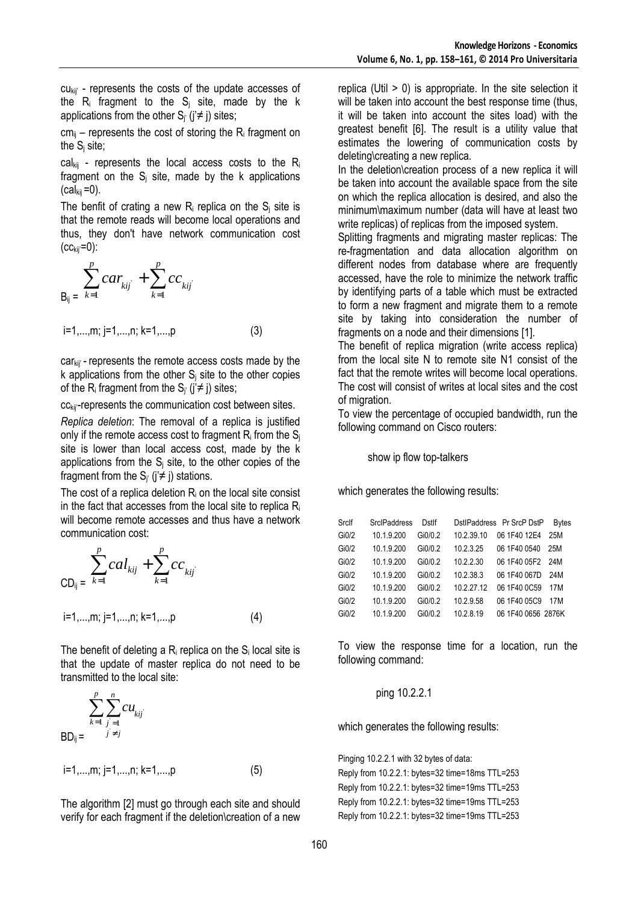$cu_{kij'}$ - represents the costs of the update accesses of the $R_i$ fragment to the $S_j$ site, made by the k applications from the other $S_{j'}$ ($j' \neq j$) sites;

$cm_{ij}$ – represents the cost of storing the $R_i$ fragment on the $S_j$ site;

$cal_{kij}$ - represents the local access costs to the $R_i$ fragment on the $S_j$ site, made by the k applications ($cal_{kij} = 0$).

The benfit of crating a new $R_i$ replica on the $S_j$ site is that the remote reads will become local operations and thus, they don't have network communication cost ($cc_{kij} = 0$):

$$B_{ij} = \sum_{k=1}^{p} car_{kij'} + \sum_{k=1}^{p} cc_{kij}$$

$$i=1,...,m;\ j=1,...,n;\ k=1,...,p \qquad (3)$$

$car_{kij'}$ - represents the remote access costs made by the k applications from the other $S_j$ site to the other copies of the $R_i$ fragment from the $S_{j'}$ ($j' \neq j$) sites;

$cc_{kij}$-represents the communication cost between sites.

*Replica deletion*: The removal of a replica is justified only if the remote access cost to fragment $R_i$ from the $S_j$ site is lower than local access cost, made by the k applications from the $S_j$ site, to the other copies of the fragment from the $S_{j'}$ ($j' \neq j$) stations.

The cost of a replica deletion $R_i$ on the local site consist in the fact that accesses from the local site to replica $R_i$ will become remote accesses and thus have a network communication cost:

$$CD_{ij} = \sum_{k=1}^{p} cal_{kij} + \sum_{k=1}^{p} cc_{kij'}$$

$$i=1,...,m;\ j=1,...,n;\ k=1,...,p \qquad (4)$$

The benefit of deleting a $R_i$ replica on the $S_i$ local site is that the update of master replica do not need to be transmitted to the local site:

$$BD_{ij} = \sum_{k=1}^{p} \sum_{\substack{j'=1 \\ j' \neq j}}^{n} cu_{kij'}$$

$$i=1,...,m;\ j=1,...,n;\ k=1,...,p \qquad (5)$$

The algorithm [2] must go through each site and should verify for each fragment if the deletion\creation of a new replica (Util > 0) is appropriate. In the site selection it will be taken into account the best response time (thus, it will be taken into account the sites load) with the greatest benefit [6]. The result is a utility value that estimates the lowering of communication costs by deleting\creating a new replica.

In the deletion\creation process of a new replica it will be taken into account the available space from the site on which the replica allocation is desired, and also the minimum\maximum number (data will have at least two write replicas) of replicas from the imposed system.

Splitting fragments and migrating master replicas: The re-fragmentation and data allocation algorithm on different nodes from database where are frequently accessed, have the role to minimize the network traffic by identifying parts of a table which must be extracted to form a new fragment and migrate them to a remote site by taking into consideration the number of fragments on a node and their dimensions [1].

The benefit of replica migration (write access replica) from the local site N to remote site N1 consist of the fact that the remote writes will become local operations. The cost will consist of writes at local sites and the cost of migration.

To view the percentage of occupied bandwidth, run the following command on Cisco routers:

```
show ip flow top-talkers
```

which generates the following results:

| SrcIf | SrcIPaddress | DstIf | DstIPaddress | Pr | SrcP | DstP | Bytes |
|---|---|---|---|---|---|---|---|
| Gi0/2 | 10.1.9.200 | Gi0/0.2 | 10.2.39.10 | 06 | 1F40 | 12E4 | 25M |
| Gi0/2 | 10.1.9.200 | Gi0/0.2 | 10.2.3.25 | 06 | 1F40 | 0540 | 25M |
| Gi0/2 | 10.1.9.200 | Gi0/0.2 | 10.2.2.30 | 06 | 1F40 | 05F2 | 24M |
| Gi0/2 | 10.1.9.200 | Gi0/0.2 | 10.2.38.3 | 06 | 1F40 | 067D | 24M |
| Gi0/2 | 10.1.9.200 | Gi0/0.2 | 10.2.27.12 | 06 | 1F40 | 0C59 | 17M |
| Gi0/2 | 10.1.9.200 | Gi0/0.2 | 10.2.9.58 | 06 | 1F40 | 05C9 | 17M |
| Gi0/2 | 10.1.9.200 | Gi0/0.2 | 10.2.8.19 | 06 | 1F40 | 0656 | 2876K |

To view the response time for a location, run the following command:

```
ping 10.2.2.1
```

which generates the following results:

```
Pinging 10.2.2.1 with 32 bytes of data:
Reply from 10.2.2.1: bytes=32 time=18ms TTL=253
Reply from 10.2.2.1: bytes=32 time=19ms TTL=253
Reply from 10.2.2.1: bytes=32 time=19ms TTL=253
Reply from 10.2.2.1: bytes=32 time=19ms TTL=253
```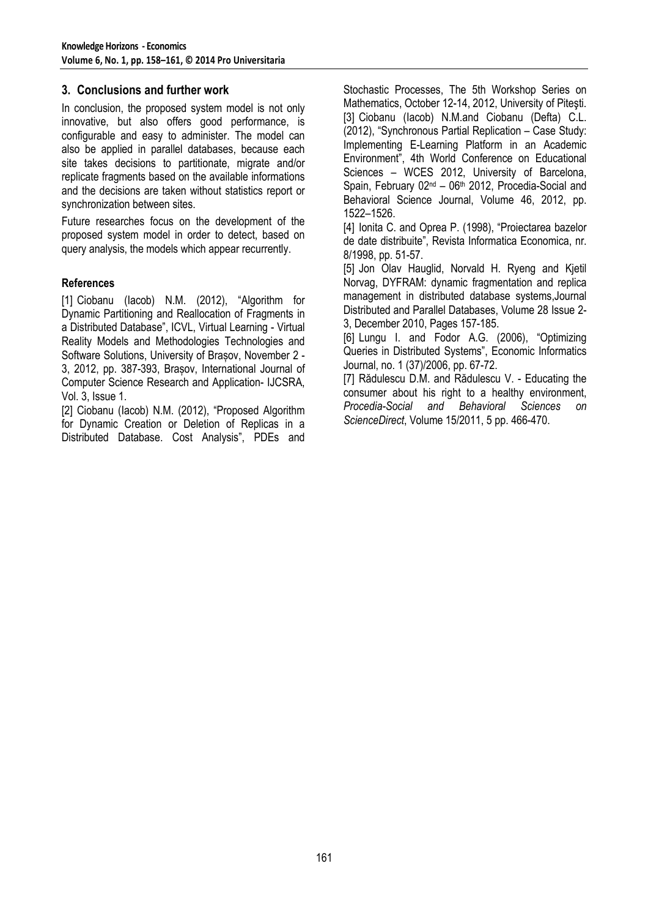## 3. Conclusions and further work

In conclusion, the proposed system model is not only innovative, but also offers good performance, is configurable and easy to administer. The model can also be applied in parallel databases, because each site takes decisions to partitionate, migrate and/or replicate fragments based on the available informations and the decisions are taken without statistics report or synchronization between sites.

Future researches focus on the development of the proposed system model in order to detect, based on query analysis, the models which appear recurrently.

### References

[1] Ciobanu (Iacob) N.M. (2012), "Algorithm for Dynamic Partitioning and Reallocation of Fragments in a Distributed Database", ICVL, Virtual Learning - Virtual Reality Models and Methodologies Technologies and Software Solutions, University of Brașov, November 2 - 3, 2012, pp. 387-393, Brașov, International Journal of Computer Science Research and Application- IJCSRA, Vol. 3, Issue 1.

[2] Ciobanu (Iacob) N.M. (2012), "Proposed Algorithm for Dynamic Creation or Deletion of Replicas in a Distributed Database. Cost Analysis", PDEs and Stochastic Processes, The 5th Workshop Series on Mathematics, October 12-14, 2012, University of Piteşti.

[3] Ciobanu (Iacob) N.M.and Ciobanu (Defta) C.L. (2012), "Synchronous Partial Replication – Case Study: Implementing E-Learning Platform in an Academic Environment", 4th World Conference on Educational Sciences – WCES 2012, University of Barcelona, Spain, February 02nd – 06th 2012, Procedia-Social and Behavioral Science Journal, Volume 46, 2012, pp. 1522–1526.

[4] Ionita C. and Oprea P. (1998), "Proiectarea bazelor de date distribuite", Revista Informatica Economica, nr. 8/1998, pp. 51-57.

[5] Jon Olav Hauglid, Norvald H. Ryeng and Kjetil Norvag, DYFRAM: dynamic fragmentation and replica management in distributed database systems,Journal Distributed and Parallel Databases, Volume 28 Issue 2-3, December 2010, Pages 157-185.

[6] Lungu I. and Fodor A.G. (2006), "Optimizing Queries in Distributed Systems", Economic Informatics Journal, no. 1 (37)/2006, pp. 67-72.

[7] Rădulescu D.M. and Rădulescu V. - Educating the consumer about his right to a healthy environment, *Procedia-Social and Behavioral Sciences on ScienceDirect*, Volume 15/2011, 5 pp. 466-470.